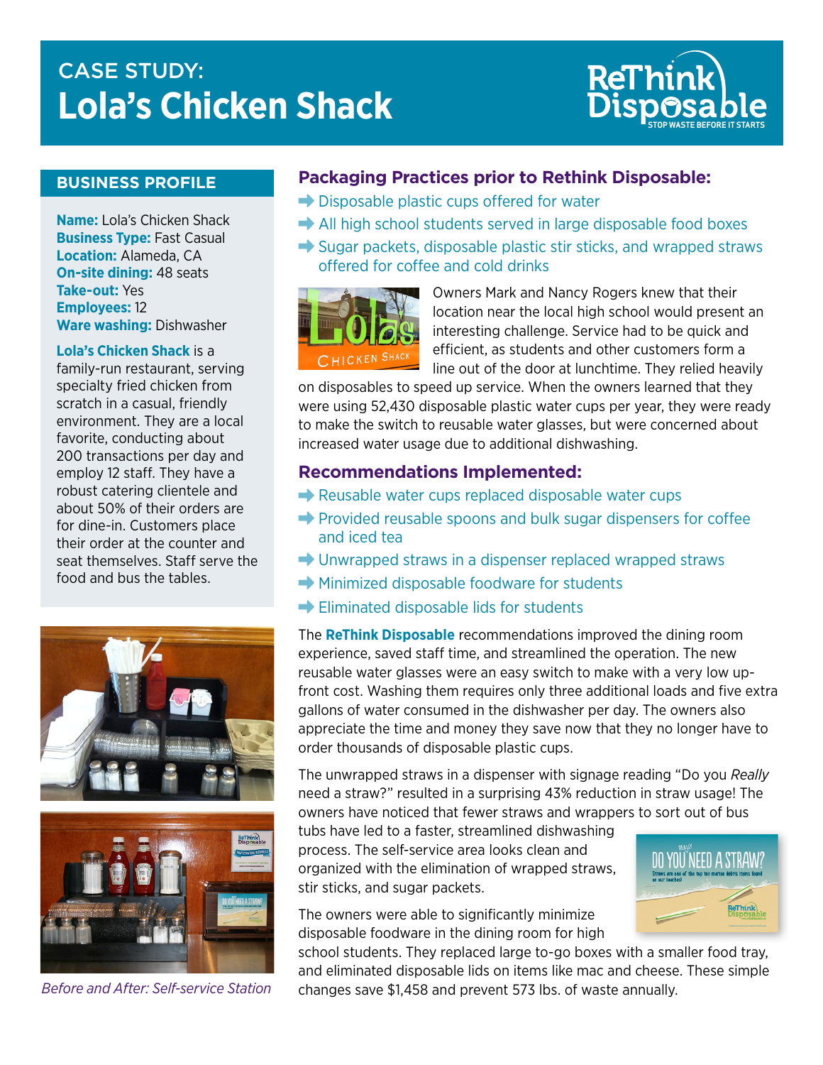# CASE STUDY: Lola's Chicken Shack

ReThink Disposable — STOP WASTE BEFORE IT STARTS

## BUSINESS PROFILE

**Name:** Lola's Chicken Shack
**Business Type:** Fast Casual
**Location:** Alameda, CA
**On-site dining:** 48 seats
**Take-out:** Yes
**Employees:** 12
**Ware washing:** Dishwasher

**Lola's Chicken Shack** is a family-run restaurant, serving specialty fried chicken from scratch in a casual, friendly environment. They are a local favorite, conducting about 200 transactions per day and employ 12 staff. They have a robust catering clientele and about 50% of their orders are for dine-in. Customers place their order at the counter and seat themselves. Staff serve the food and bus the tables.

*Before and After: Self-service Station*

## Packaging Practices prior to Rethink Disposable:

- Disposable plastic cups offered for water
- All high school students served in large disposable food boxes
- Sugar packets, disposable plastic stir sticks, and wrapped straws offered for coffee and cold drinks

Owners Mark and Nancy Rogers knew that their location near the local high school would present an interesting challenge. Service had to be quick and efficient, as students and other customers form a line out of the door at lunchtime. They relied heavily on disposables to speed up service. When the owners learned that they were using 52,430 disposable plastic water cups per year, they were ready to make the switch to reusable water glasses, but were concerned about increased water usage due to additional dishwashing.

## Recommendations Implemented:

- Reusable water cups replaced disposable water cups
- Provided reusable spoons and bulk sugar dispensers for coffee and iced tea
- Unwrapped straws in a dispenser replaced wrapped straws
- Minimized disposable foodware for students
- Eliminated disposable lids for students

The **ReThink Disposable** recommendations improved the dining room experience, saved staff time, and streamlined the operation. The new reusable water glasses were an easy switch to make with a very low up-front cost. Washing them requires only three additional loads and five extra gallons of water consumed in the dishwasher per day. The owners also appreciate the time and money they save now that they no longer have to order thousands of disposable plastic cups.

The unwrapped straws in a dispenser with signage reading "Do you *Really* need a straw?" resulted in a surprising 43% reduction in straw usage! The owners have noticed that fewer straws and wrappers to sort out of bus tubs have led to a faster, streamlined dishwashing process. The self-service area looks clean and organized with the elimination of wrapped straws, stir sticks, and sugar packets.

The owners were able to significantly minimize disposable foodware in the dining room for high school students. They replaced large to-go boxes with a smaller food tray, and eliminated disposable lids on items like mac and cheese. These simple changes save $1,458 and prevent 573 lbs. of waste annually.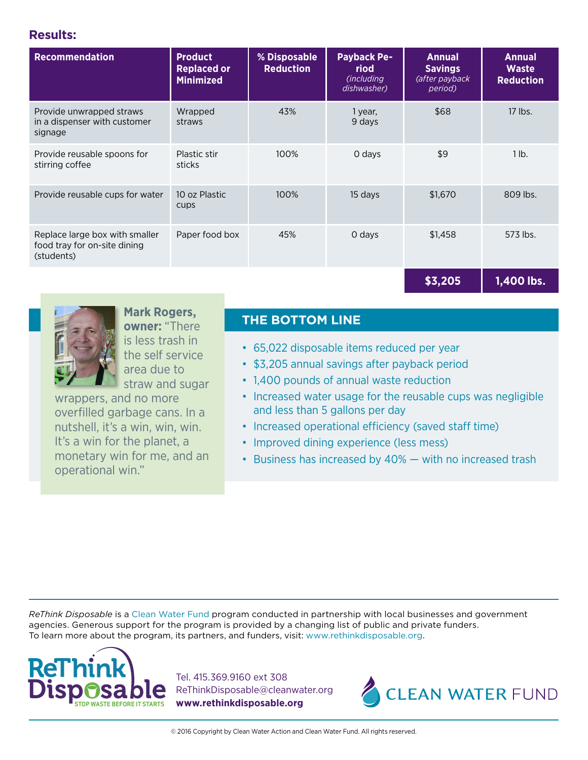**Results:**

| Recommendation | Product Replaced or Minimized | % Disposable Reduction | Payback Period *(including dishwasher)* | Annual Savings *(after payback period)* | Annual Waste Reduction |
|---|---|---|---|---|---|
| Provide unwrapped straws in a dispenser with customer signage | Wrapped straws | 43% | 1 year, 9 days | $68 | 17 lbs. |
| Provide reusable spoons for stirring coffee | Plastic stir sticks | 100% | 0 days | $9 | 1 lb. |
| Provide reusable cups for water | 10 oz Plastic cups | 100% | 15 days | $1,670 | 809 lbs. |
| Replace large box with smaller food tray for on-site dining (students) | Paper food box | 45% | 0 days | $1,458 | 573 lbs. |
| | | | | **$3,205** | **1,400 lbs.** |

**Mark Rogers, owner:** "There is less trash in the self service area due to straw and sugar wrappers, and no more overfilled garbage cans. In a nutshell, it's a win, win, win. It's a win for the planet, a monetary win for me, and an operational win."

## THE BOTTOM LINE

- 65,022 disposable items reduced per year
- $3,205 annual savings after payback period
- 1,400 pounds of annual waste reduction
- Increased water usage for the reusable cups was negligible and less than 5 gallons per day
- Increased operational efficiency (saved staff time)
- Improved dining experience (less mess)
- Business has increased by 40% — with no increased trash

*ReThink Disposable* is a Clean Water Fund program conducted in partnership with local businesses and government agencies. Generous support for the program is provided by a changing list of public and private funders. To learn more about the program, its partners, and funders, visit: www.rethinkdisposable.org.

ReThink Disposable — STOP WASTE BEFORE IT STARTS

Tel. 415.369.9160 ext 308
ReThinkDisposable@cleanwater.org
**www.rethinkdisposable.org**

CLEAN WATER FUND

© 2016 Copyright by Clean Water Action and Clean Water Fund. All rights reserved.